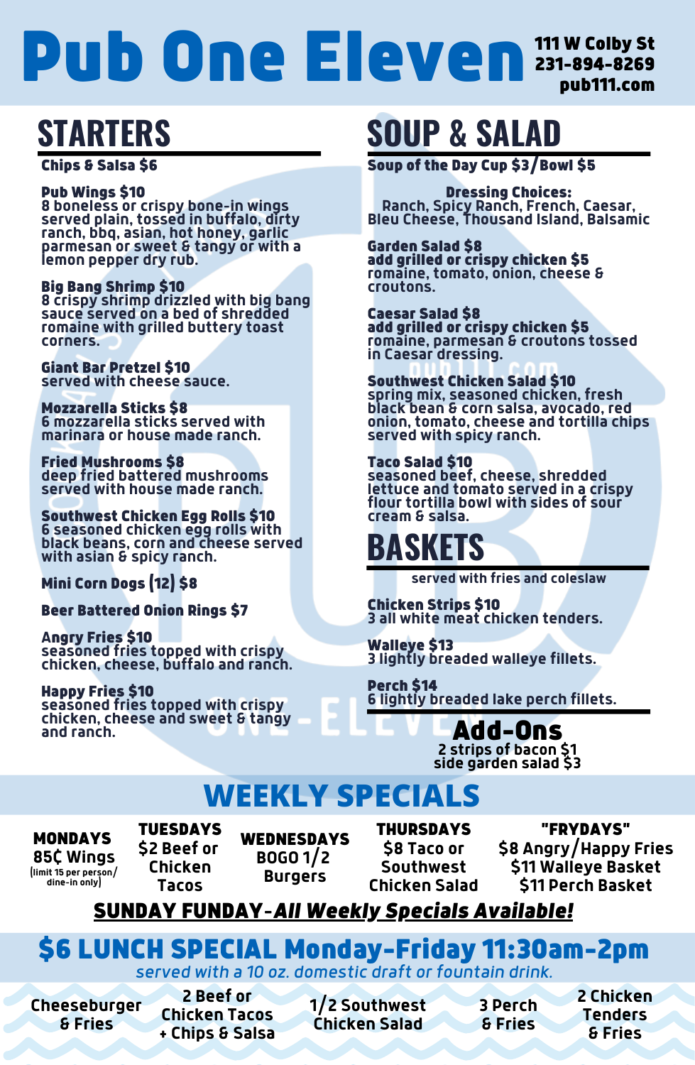# Pub One Eleven

111 W Colby St
231-894-8269
pub111.com

## STARTERS

**Chips & Salsa $6**

**Pub Wings $10**
8 boneless or crispy bone-in wings served plain, tossed in buffalo, dirty ranch, bbq, asian, hot honey, garlic parmesan or sweet & tangy or with a lemon pepper dry rub.

**Big Bang Shrimp $10**
8 crispy shrimp drizzled with big bang sauce served on a bed of shredded romaine with grilled buttery toast corners.

**Giant Bar Pretzel $10**
served with cheese sauce.

**Mozzarella Sticks $8**
6 mozzarella sticks served with marinara or house made ranch.

**Fried Mushrooms $8**
deep fried battered mushrooms served with house made ranch.

**Southwest Chicken Egg Rolls $10**
6 seasoned chicken egg rolls with black beans, corn and cheese served with asian & spicy ranch.

**Mini Corn Dogs (12) $8**

**Beer Battered Onion Rings $7**

**Angry Fries $10**
seasoned fries topped with crispy chicken, cheese, buffalo and ranch.

**Happy Fries $10**
seasoned fries topped with crispy chicken, cheese and sweet & tangy and ranch.

## SOUP & SALAD

**Soup of the Day Cup $3/Bowl $5**

**Dressing Choices:**
Ranch, Spicy Ranch, French, Caesar, Bleu Cheese, Thousand Island, Balsamic

**Garden Salad $8**
**add grilled or crispy chicken $5**
romaine, tomato, onion, cheese & croutons.

**Caesar Salad $8**
**add grilled or crispy chicken $5**
romaine, parmesan & croutons tossed in Caesar dressing.

**Southwest Chicken Salad $10**
spring mix, seasoned chicken, fresh black bean & corn salsa, avocado, red onion, tomato, cheese and tortilla chips served with spicy ranch.

**Taco Salad $10**
seasoned beef, cheese, shredded lettuce and tomato served in a crispy flour tortilla bowl with sides of sour cream & salsa.

## BASKETS

served with fries and coleslaw

**Chicken Strips $10**
3 all white meat chicken tenders.

**Walleye $13**
3 lightly breaded walleye fillets.

**Perch $14**
6 lightly breaded lake perch fillets.

### Add-Ons

2 strips of bacon $1
side garden salad $3

## WEEKLY SPECIALS

**MONDAYS**
85¢ Wings
(limit 15 per person/dine-in only)

**TUESDAYS**
$2 Beef or Chicken Tacos

**WEDNESDAYS**
BOGO 1/2 Burgers

**THURSDAYS**
$8 Taco or Southwest Chicken Salad

**"FRYDAYS"**
$8 Angry/Happy Fries
$11 Walleye Basket
$11 Perch Basket

**SUNDAY FUNDAY-*All Weekly Specials Available!***

## $6 LUNCH SPECIAL Monday-Friday 11:30am-2pm

*served with a 10 oz. domestic draft or fountain drink.*

- Cheeseburger & Fries
- 2 Beef or Chicken Tacos + Chips & Salsa
- 1/2 Southwest Chicken Salad
- 3 Perch & Fries
- 2 Chicken Tenders & Fries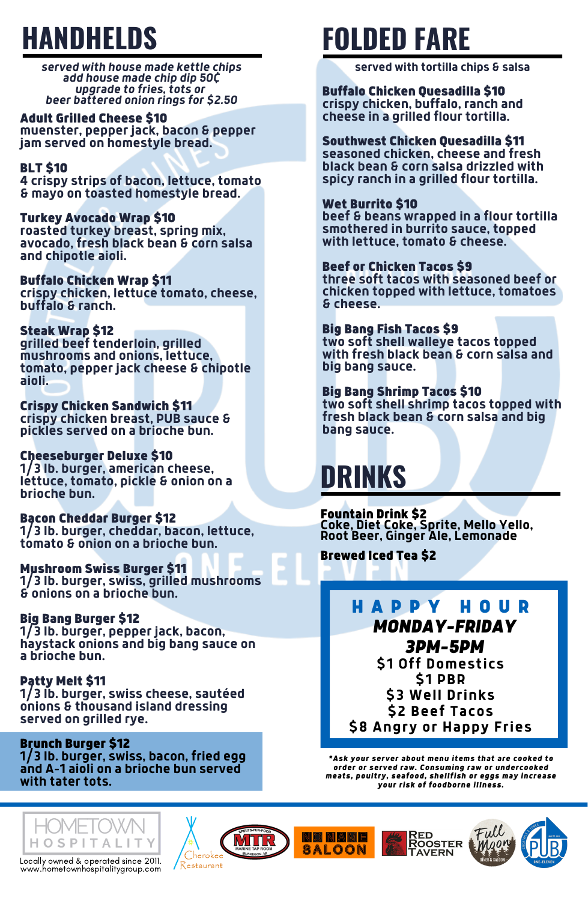# HANDHELDS

*served with house made kettle chips*
*add house made chip dip 50¢*
*upgrade to fries, tots or*
*beer battered onion rings for $2.50*

**Adult Grilled Cheese $10**
muenster, pepper jack, bacon & pepper jam served on homestyle bread.

**BLT $10**
4 crispy strips of bacon, lettuce, tomato & mayo on toasted homestyle bread.

**Turkey Avocado Wrap $10**
roasted turkey breast, spring mix, avocado, fresh black bean & corn salsa and chipotle aioli.

**Buffalo Chicken Wrap $11**
crispy chicken, lettuce tomato, cheese, buffalo & ranch.

**Steak Wrap $12**
grilled beef tenderloin, grilled mushrooms and onions, lettuce, tomato, pepper jack cheese & chipotle aioli.

**Crispy Chicken Sandwich $11**
crispy chicken breast, PUB sauce & pickles served on a brioche bun.

**Cheeseburger Deluxe $10**
1/3 lb. burger, american cheese, lettuce, tomato, pickle & onion on a brioche bun.

**Bacon Cheddar Burger $12**
1/3 lb. burger, cheddar, bacon, lettuce, tomato & onion on a brioche bun.

**Mushroom Swiss Burger $11**
1/3 lb. burger, swiss, grilled mushrooms & onions on a brioche bun.

**Big Bang Burger $12**
1/3 lb. burger, pepper jack, bacon, haystack onions and big bang sauce on a brioche bun.

**Patty Melt $11**
1/3 lb. burger, swiss cheese, sautéed onions & thousand island dressing served on grilled rye.

**Brunch Burger $12**
1/3 lb. burger, swiss, bacon, fried egg and A-1 aioli on a brioche bun served with tater tots.

# FOLDED FARE

served with tortilla chips & salsa

**Buffalo Chicken Quesadilla $10**
crispy chicken, buffalo, ranch and cheese in a grilled flour tortilla.

**Southwest Chicken Quesadilla $11**
seasoned chicken, cheese and fresh black bean & corn salsa drizzled with spicy ranch in a grilled flour tortilla.

**Wet Burrito $10**
beef & beans wrapped in a flour tortilla smothered in burrito sauce, topped with lettuce, tomato & cheese.

**Beef or Chicken Tacos $9**
three soft tacos with seasoned beef or chicken topped with lettuce, tomatoes & cheese.

**Big Bang Fish Tacos $9**
two soft shell walleye tacos topped with fresh black bean & corn salsa and big bang sauce.

**Big Bang Shrimp Tacos $10**
two soft shell shrimp tacos topped with fresh black bean & corn salsa and big bang sauce.

# DRINKS

**Fountain Drink $2**
Coke, Diet Coke, Sprite, Mello Yello, Root Beer, Ginger Ale, Lemonade

**Brewed Iced Tea $2**

## HAPPY HOUR

***MONDAY-FRIDAY***
***3PM-5PM***
$1 Off Domestics
$1 PBR
$3 Well Drinks
$2 Beef Tacos
$8 Angry or Happy Fries

*\*Ask your server about menu items that are cooked to order or served raw. Consuming raw or undercooked meats, poultry, seafood, shellfish or eggs may increase your risk of foodborne illness.*

HOMETOWN HOSPITALITY
Locally owned & operated since 2011.
www.hometownhospitalitygroup.com

Cherokee Restaurant | MTR Marine Tap Room | No Name Saloon | Red Rooster Tavern | Full Moon | PUB One-Eleven